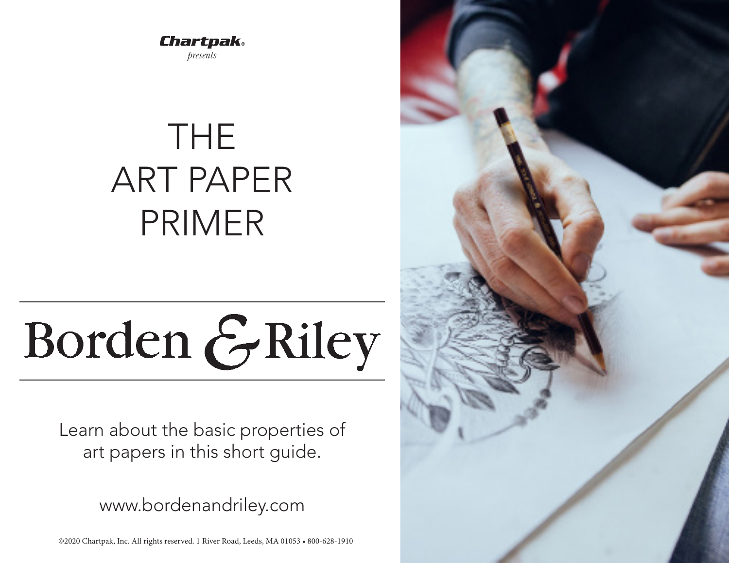**Chartpak®**

*presents*

# THE ART PAPER PRIMER

## Borden & Riley

Learn about the basic properties of art papers in this short guide.

www.bordenandriley.com

©2020 Chartpak, Inc. All rights reserved. 1 River Road, Leeds, MA 01053 • 800-628-1910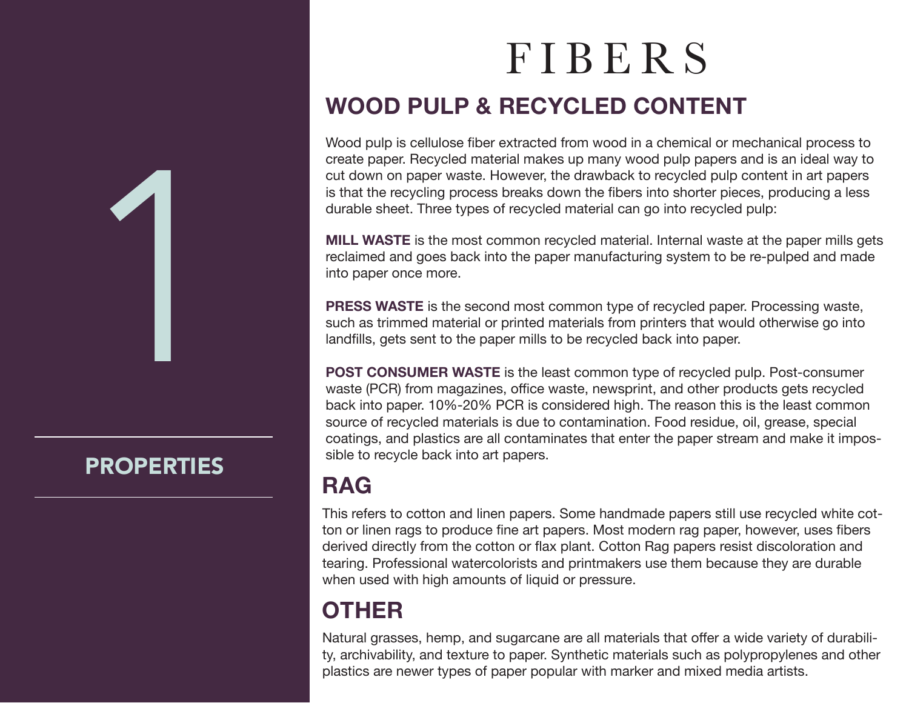1

## PROPERTIES

# FIBERS

## WOOD PULP & RECYCLED CONTENT

Wood pulp is cellulose fiber extracted from wood in a chemical or mechanical process to create paper. Recycled material makes up many wood pulp papers and is an ideal way to cut down on paper waste. However, the drawback to recycled pulp content in art papers is that the recycling process breaks down the fibers into shorter pieces, producing a less durable sheet. Three types of recycled material can go into recycled pulp:

**MILL WASTE** is the most common recycled material. Internal waste at the paper mills gets reclaimed and goes back into the paper manufacturing system to be re-pulped and made into paper once more.

**PRESS WASTE** is the second most common type of recycled paper. Processing waste, such as trimmed material or printed materials from printers that would otherwise go into landfills, gets sent to the paper mills to be recycled back into paper.

**POST CONSUMER WASTE** is the least common type of recycled pulp. Post-consumer waste (PCR) from magazines, office waste, newsprint, and other products gets recycled back into paper. 10%-20% PCR is considered high. The reason this is the least common source of recycled materials is due to contamination. Food residue, oil, grease, special coatings, and plastics are all contaminates that enter the paper stream and make it impossible to recycle back into art papers.

## RAG

This refers to cotton and linen papers. Some handmade papers still use recycled white cotton or linen rags to produce fine art papers. Most modern rag paper, however, uses fibers derived directly from the cotton or flax plant. Cotton Rag papers resist discoloration and tearing. Professional watercolorists and printmakers use them because they are durable when used with high amounts of liquid or pressure.

## OTHER

Natural grasses, hemp, and sugarcane are all materials that offer a wide variety of durability, archivability, and texture to paper. Synthetic materials such as polypropylenes and other plastics are newer types of paper popular with marker and mixed media artists.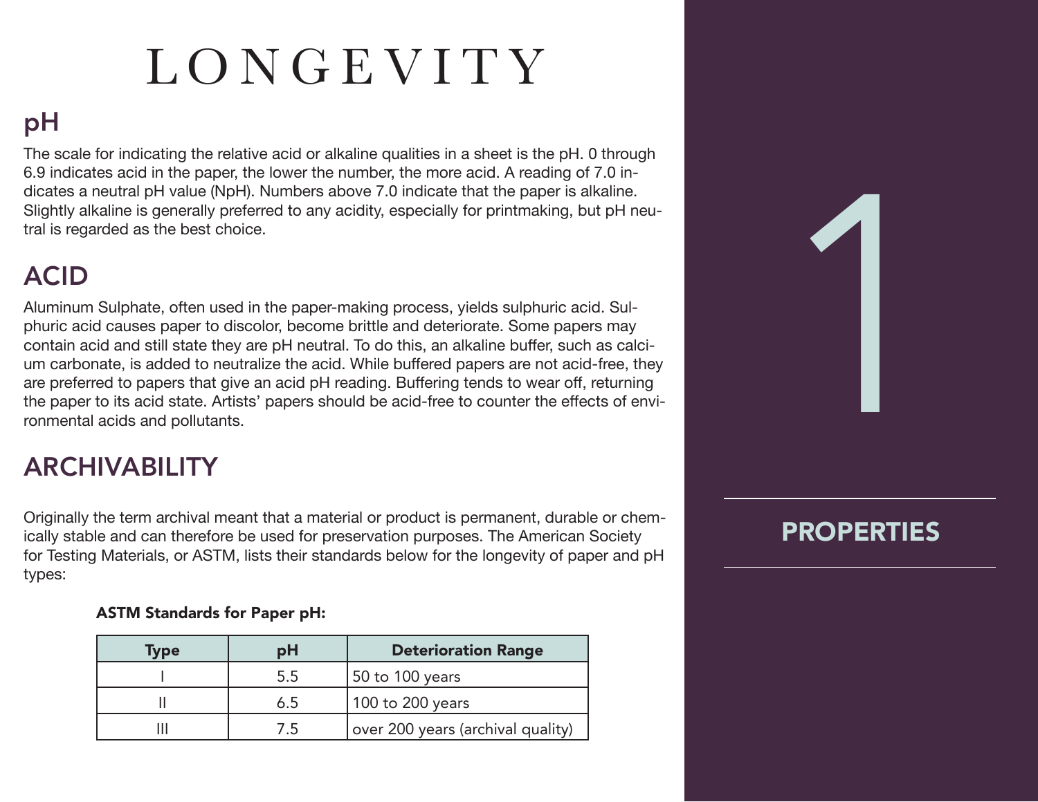# LONGEVITY

## pH

The scale for indicating the relative acid or alkaline qualities in a sheet is the pH. 0 through 6.9 indicates acid in the paper, the lower the number, the more acid. A reading of 7.0 indicates a neutral pH value (NpH). Numbers above 7.0 indicate that the paper is alkaline. Slightly alkaline is generally preferred to any acidity, especially for printmaking, but pH neutral is regarded as the best choice.

## ACID

Aluminum Sulphate, often used in the paper-making process, yields sulphuric acid. Sulphuric acid causes paper to discolor, become brittle and deteriorate. Some papers may contain acid and still state they are pH neutral. To do this, an alkaline buffer, such as calcium carbonate, is added to neutralize the acid. While buffered papers are not acid-free, they are preferred to papers that give an acid pH reading. Buffering tends to wear off, returning the paper to its acid state. Artists' papers should be acid-free to counter the effects of environmental acids and pollutants.

## ARCHIVABILITY

Originally the term archival meant that a material or product is permanent, durable or chemically stable and can therefore be used for preservation purposes. The American Society for Testing Materials, or ASTM, lists their standards below for the longevity of paper and pH types:

**ASTM Standards for Paper pH:**

| Type | pH | Deterioration Range |
|---|---|---|
| I | 5.5 | 50 to 100 years |
| II | 6.5 | 100 to 200 years |
| III | 7.5 | over 200 years (archival quality) |

1

**PROPERTIES**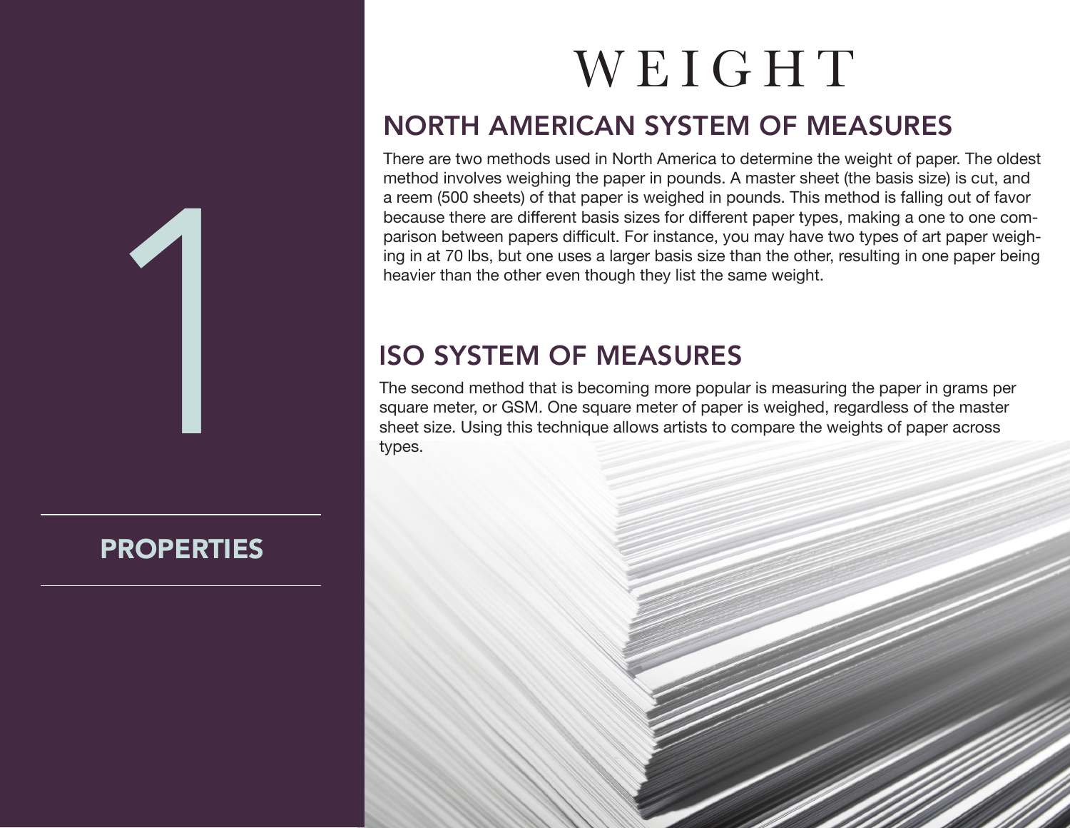1

## PROPERTIES

# WEIGHT

## NORTH AMERICAN SYSTEM OF MEASURES

There are two methods used in North America to determine the weight of paper. The oldest method involves weighing the paper in pounds. A master sheet (the basis size) is cut, and a reem (500 sheets) of that paper is weighed in pounds. This method is falling out of favor because there are different basis sizes for different paper types, making a one to one comparison between papers difficult. For instance, you may have two types of art paper weighing in at 70 lbs, but one uses a larger basis size than the other, resulting in one paper being heavier than the other even though they list the same weight.

## ISO SYSTEM OF MEASURES

The second method that is becoming more popular is measuring the paper in grams per square meter, or GSM. One square meter of paper is weighed, regardless of the master sheet size. Using this technique allows artists to compare the weights of paper across types.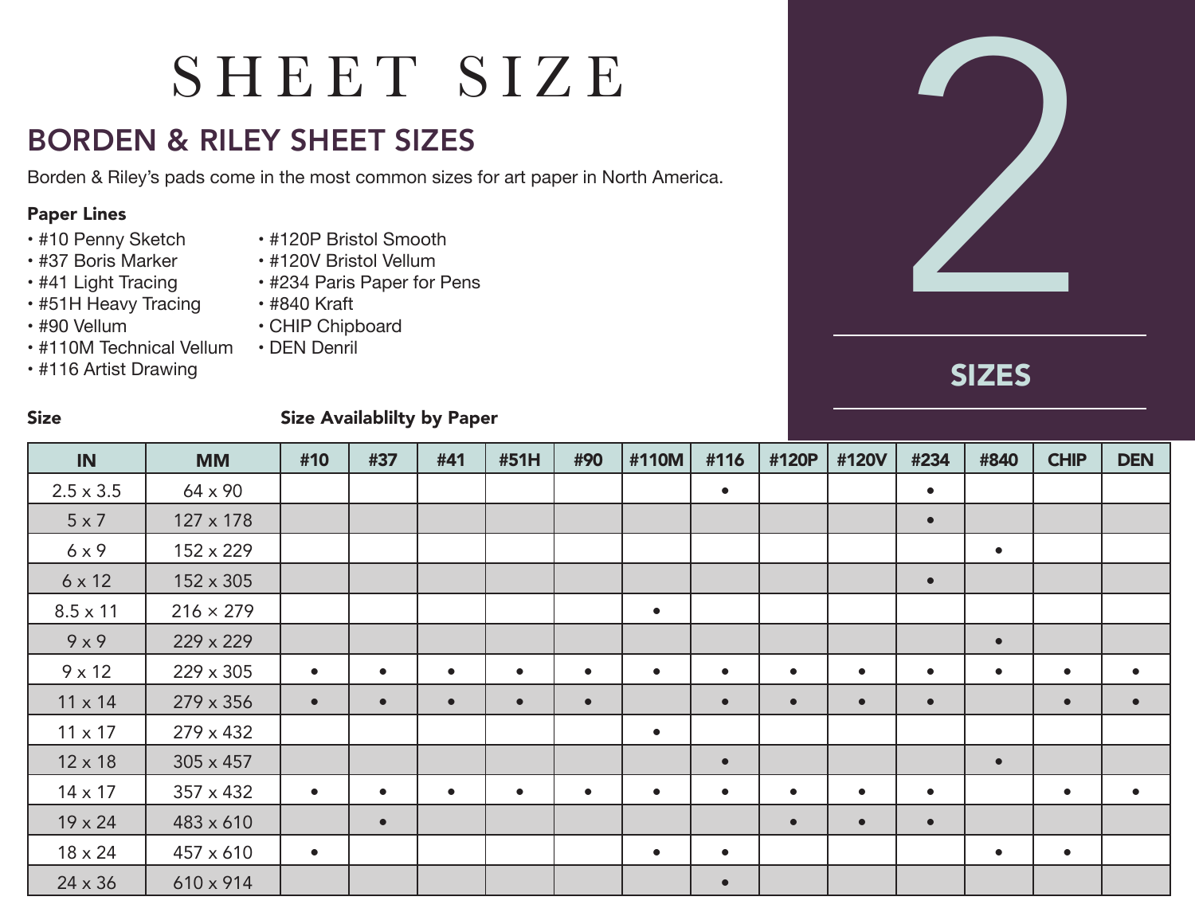# SHEET SIZE

## BORDEN & RILEY SHEET SIZES

Borden & Riley's pads come in the most common sizes for art paper in North America.

**Paper Lines**

- #10 Penny Sketch
- #37 Boris Marker
- #41 Light Tracing
- #51H Heavy Tracing
- #90 Vellum
- #110M Technical Vellum
- #116 Artist Drawing
- #120P Bristol Smooth
- #120V Bristol Vellum
- #234 Paris Paper for Pens
- #840 Kraft
- CHIP Chipboard
- DEN Denril

2

**SIZES**

**Size** | **Size Availablilty by Paper**

| IN | MM | #10 | #37 | #41 | #51H | #90 | #110M | #116 | #120P | #120V | #234 | #840 | CHIP | DEN |
|---|---|---|---|---|---|---|---|---|---|---|---|---|---|---|
| 2.5 x 3.5 | 64 x 90 | | | | | | | • | | | • | | | |
| 5 x 7 | 127 x 178 | | | | | | | | | | • | | | |
| 6 x 9 | 152 x 229 | | | | | | | | | | | • | | |
| 6 x 12 | 152 x 305 | | | | | | | | | | • | | | |
| 8.5 x 11 | 216 × 279 | | | | | | • | | | | | | | |
| 9 x 9 | 229 x 229 | | | | | | | | | | | • | | |
| 9 x 12 | 229 x 305 | • | • | • | • | • | • | • | • | • | • | • | • | • |
| 11 x 14 | 279 x 356 | • | • | • | • | • | | • | • | • | • | | • | • |
| 11 x 17 | 279 x 432 | | | | | | • | | | | | | | |
| 12 x 18 | 305 x 457 | | | | | | | • | | | | • | | |
| 14 x 17 | 357 x 432 | • | • | • | • | • | • | • | • | • | • | | • | • |
| 19 x 24 | 483 x 610 | | • | | | | | | • | • | • | | | |
| 18 x 24 | 457 x 610 | • | | | | | • | • | | | | • | • | |
| 24 x 36 | 610 x 914 | | | | | | | • | | | | | | |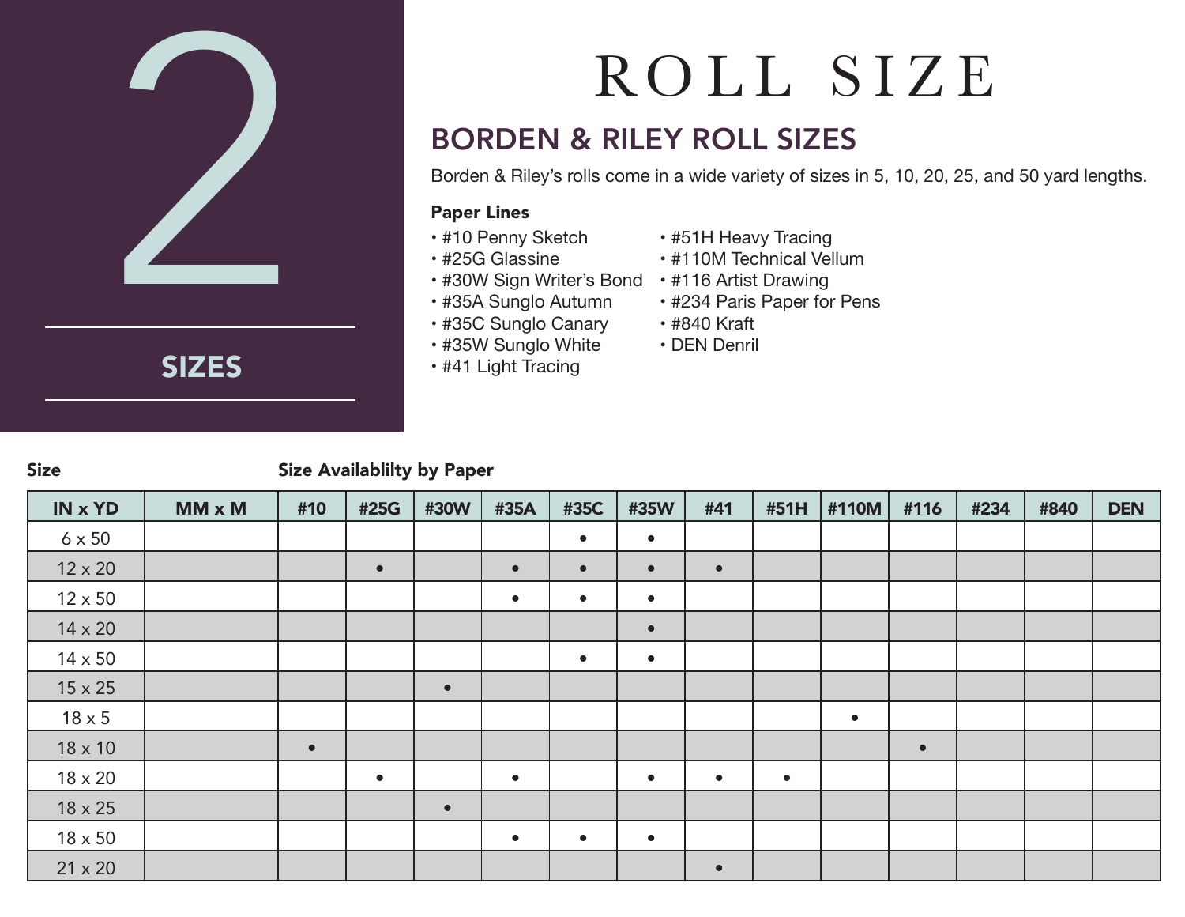# 2

## SIZES

# ROLL SIZE

## BORDEN & RILEY ROLL SIZES

Borden & Riley's rolls come in a wide variety of sizes in 5, 10, 20, 25, and 50 yard lengths.

**Paper Lines**

- #10 Penny Sketch
- #25G Glassine
- #30W Sign Writer's Bond
- #35A Sunglo Autumn
- #35C Sunglo Canary
- #35W Sunglo White
- #41 Light Tracing
- #51H Heavy Tracing
- #110M Technical Vellum
- #116 Artist Drawing
- #234 Paris Paper for Pens
- #840 Kraft
- DEN Denril

**Size** — **Size Availablilty by Paper**

| IN x YD | MM x M | #10 | #25G | #30W | #35A | #35C | #35W | #41 | #51H | #110M | #116 | #234 | #840 | DEN |
|---|---|---|---|---|---|---|---|---|---|---|---|---|---|---|
| 6 x 50 | | | | | | • | • | | | | | | | |
| 12 x 20 | | | • | | • | • | • | • | | | | | | |
| 12 x 50 | | | | | • | • | • | | | | | | | |
| 14 x 20 | | | | | | | • | | | | | | | |
| 14 x 50 | | | | | | • | • | | | | | | | |
| 15 x 25 | | | | • | | | | | | | | | | |
| 18 x 5 | | | | | | | | | | • | | | | |
| 18 x 10 | | • | | | | | | | | | • | | | |
| 18 x 20 | | | • | | • | | • | • | • | | | | | |
| 18 x 25 | | | | • | | | | | | | | | | |
| 18 x 50 | | | | | • | • | • | | | | | | | |
| 21 x 20 | | | | | | | | • | | | | | | |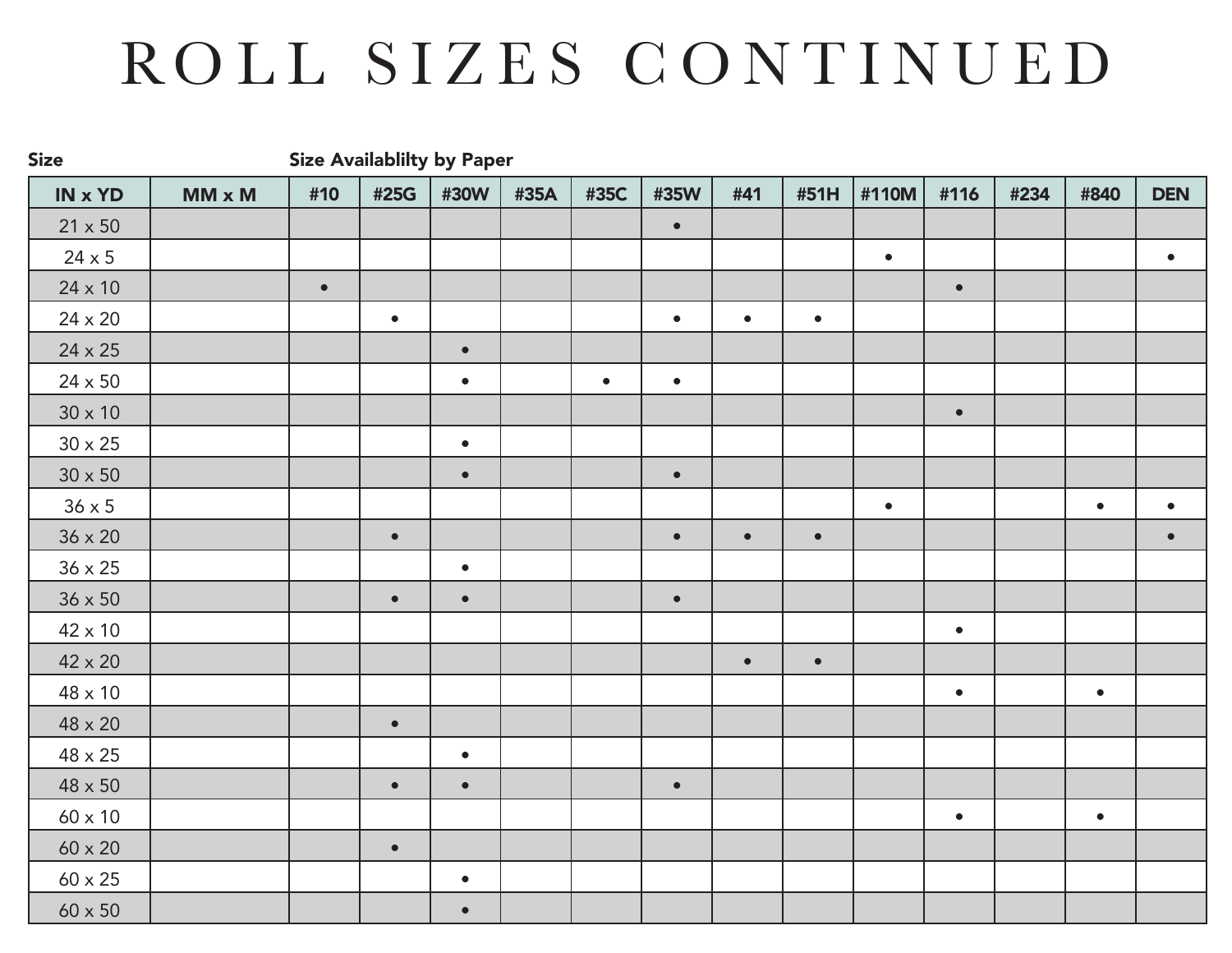# ROLL SIZES CONTINUED

| Size | | Size Availablilty by Paper | | | | | | | | | | | | |
|---|---|---|---|---|---|---|---|---|---|---|---|---|---|---|
| **IN x YD** | **MM x M** | **#10** | **#25G** | **#30W** | **#35A** | **#35C** | **#35W** | **#41** | **#51H** | **#110M** | **#116** | **#234** | **#840** | **DEN** |
| 21 x 50 | | | | | | | • | | | | | | | |
| 24 x 5 | | | | | | | | | | • | | | | • |
| 24 x 10 | | • | | | | | | | | | • | | | |
| 24 x 20 | | | • | | | | • | • | • | | | | | |
| 24 x 25 | | | | • | | | | | | | | | | |
| 24 x 50 | | | | • | | • | • | | | | | | | |
| 30 x 10 | | | | | | | | | | | • | | | |
| 30 x 25 | | | | • | | | | | | | | | | |
| 30 x 50 | | | | • | | | • | | | | | | | |
| 36 x 5 | | | | | | | | | | • | | | • | • |
| 36 x 20 | | | • | | | | • | • | • | | | | | • |
| 36 x 25 | | | | • | | | | | | | | | | |
| 36 x 50 | | | • | • | | | • | | | | | | | |
| 42 x 10 | | | | | | | | | | | • | | | |
| 42 x 20 | | | | | | | | • | • | | | | | |
| 48 x 10 | | | | | | | | | | | • | | • | |
| 48 x 20 | | | • | | | | | | | | | | | |
| 48 x 25 | | | | • | | | | | | | | | | |
| 48 x 50 | | | • | • | | | • | | | | | | | |
| 60 x 10 | | | | | | | | | | | • | | • | |
| 60 x 20 | | | • | | | | | | | | | | | |
| 60 x 25 | | | | • | | | | | | | | | | |
| 60 x 50 | | | | • | | | | | | | | | | |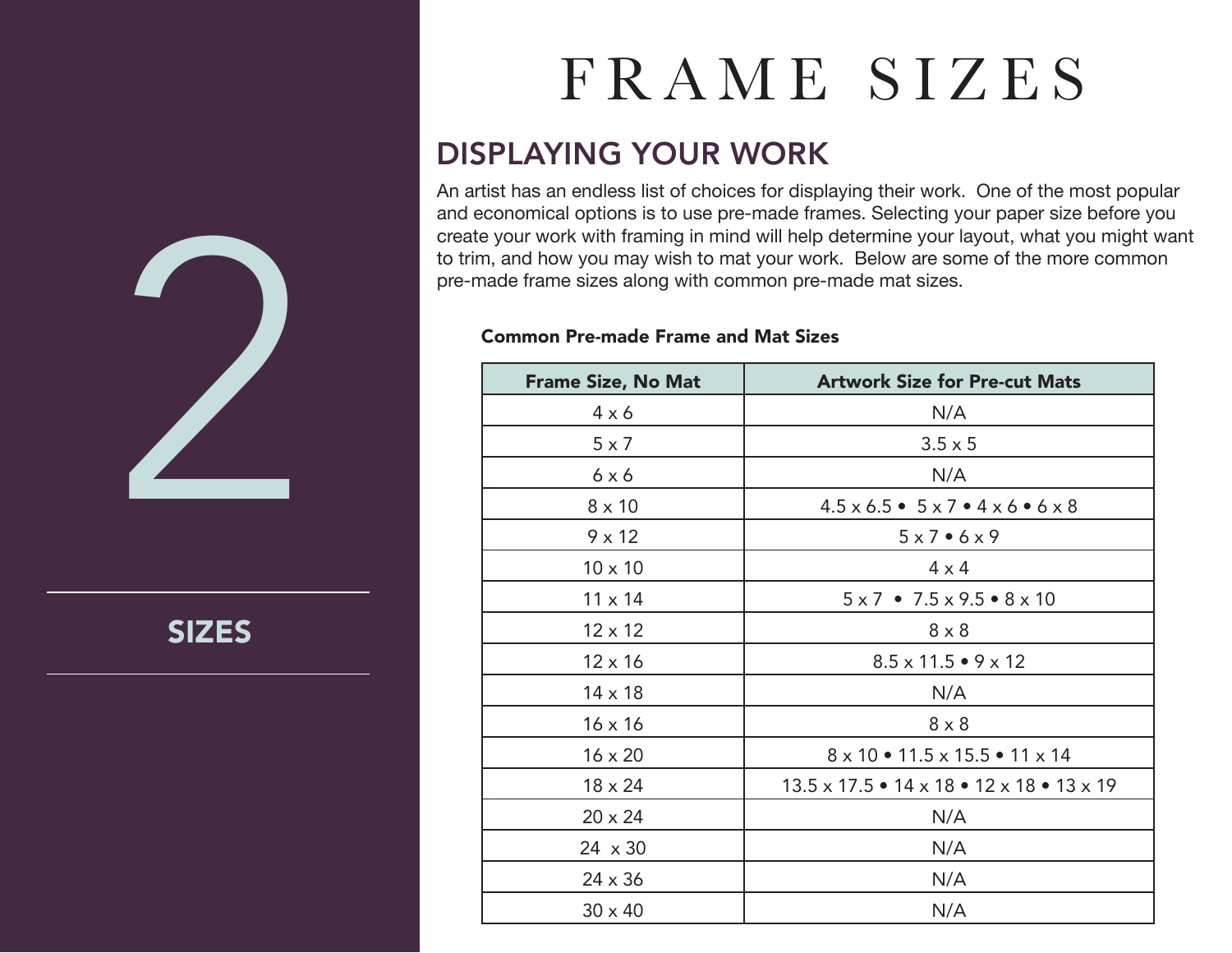2

SIZES

# FRAME SIZES

## DISPLAYING YOUR WORK

An artist has an endless list of choices for displaying their work. One of the most popular and economical options is to use pre-made frames. Selecting your paper size before you create your work with framing in mind will help determine your layout, what you might want to trim, and how you may wish to mat your work. Below are some of the more common pre-made frame sizes along with common pre-made mat sizes.

**Common Pre-made Frame and Mat Sizes**

| Frame Size, No Mat | Artwork Size for Pre-cut Mats |
|---|---|
| 4 x 6 | N/A |
| 5 x 7 | 3.5 x 5 |
| 6 x 6 | N/A |
| 8 x 10 | 4.5 x 6.5 • 5 x 7 • 4 x 6 • 6 x 8 |
| 9 x 12 | 5 x 7 • 6 x 9 |
| 10 x 10 | 4 x 4 |
| 11 x 14 | 5 x 7 • 7.5 x 9.5 • 8 x 10 |
| 12 x 12 | 8 x 8 |
| 12 x 16 | 8.5 x 11.5 • 9 x 12 |
| 14 x 18 | N/A |
| 16 x 16 | 8 x 8 |
| 16 x 20 | 8 x 10 • 11.5 x 15.5 • 11 x 14 |
| 18 x 24 | 13.5 x 17.5 • 14 x 18 • 12 x 18 • 13 x 19 |
| 20 x 24 | N/A |
| 24 x 30 | N/A |
| 24 x 36 | N/A |
| 30 x 40 | N/A |